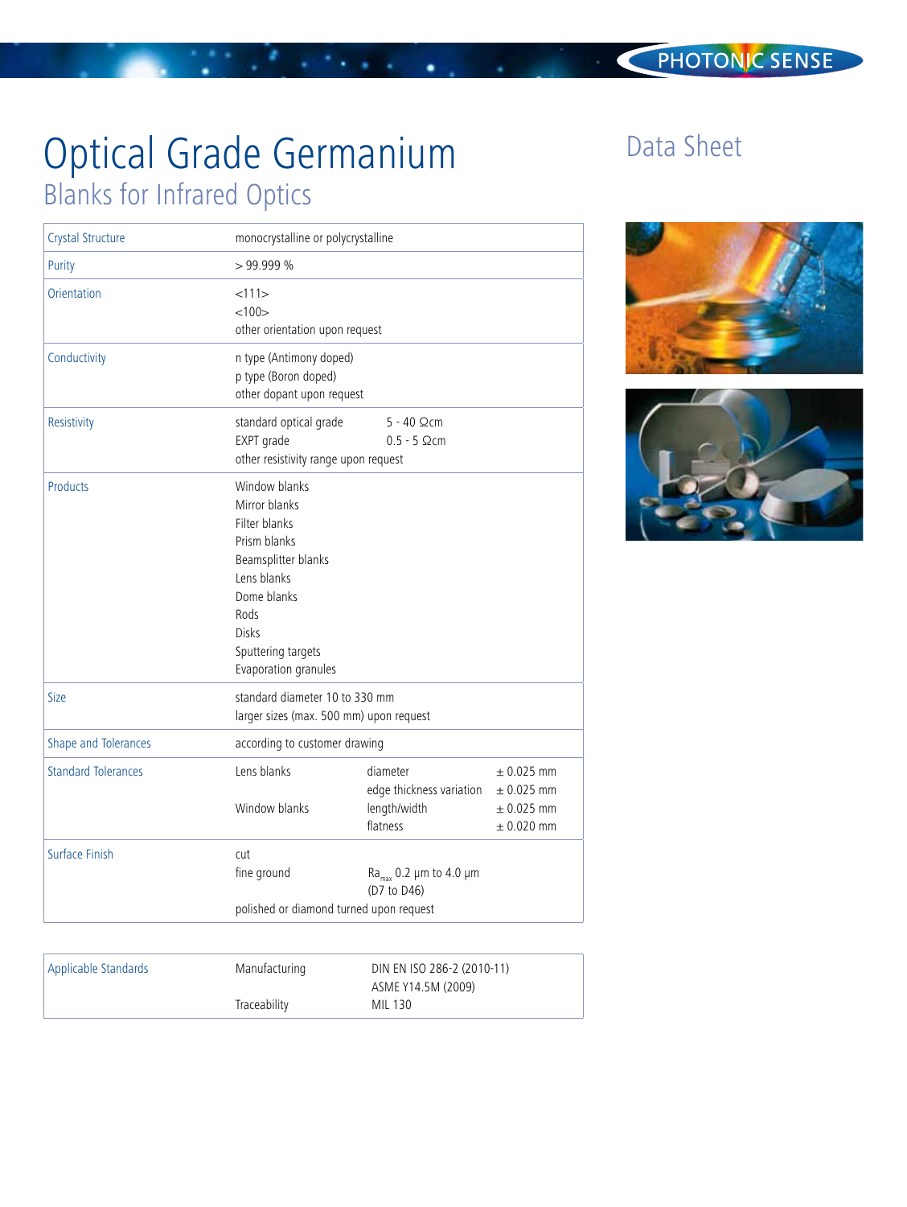# Optical Grade Germanium

## Blanks for Infrared Optics

Data Sheet

| | | | |
|---|---|---|---|
| Crystal Structure | monocrystalline or polycrystalline | | |
| Purity | > 99.999 % | | |
| Orientation | <111><br><100><br>other orientation upon request | | |
| Conductivity | n type (Antimony doped)<br>p type (Boron doped)<br>other dopant upon request | | |
| Resistivity | standard optical grade<br>EXPT grade<br>other resistivity range upon request | 5 - 40 Ωcm<br>0.5 - 5 Ωcm | |
| Products | Window blanks<br>Mirror blanks<br>Filter blanks<br>Prism blanks<br>Beamsplitter blanks<br>Lens blanks<br>Dome blanks<br>Rods<br>Disks<br>Sputtering targets<br>Evaporation granules | | |
| Size | standard diameter 10 to 330 mm<br>larger sizes (max. 500 mm) upon request | | |
| Shape and Tolerances | according to customer drawing | | |
| Standard Tolerances | Lens blanks | diameter<br>edge thickness variation | ± 0.025 mm<br>± 0.025 mm |
| | Window blanks | length/width<br>flatness | ± 0.025 mm<br>± 0.020 mm |
| Surface Finish | cut<br>fine ground<br>polished or diamond turned upon request | $Ra_{max}$ 0.2 µm to 4.0 µm (D7 to D46) | |

| | | |
|---|---|---|
| Applicable Standards | Manufacturing | DIN EN ISO 286-2 (2010-11)<br>ASME Y14.5M (2009) |
| | Traceability | MIL 130 |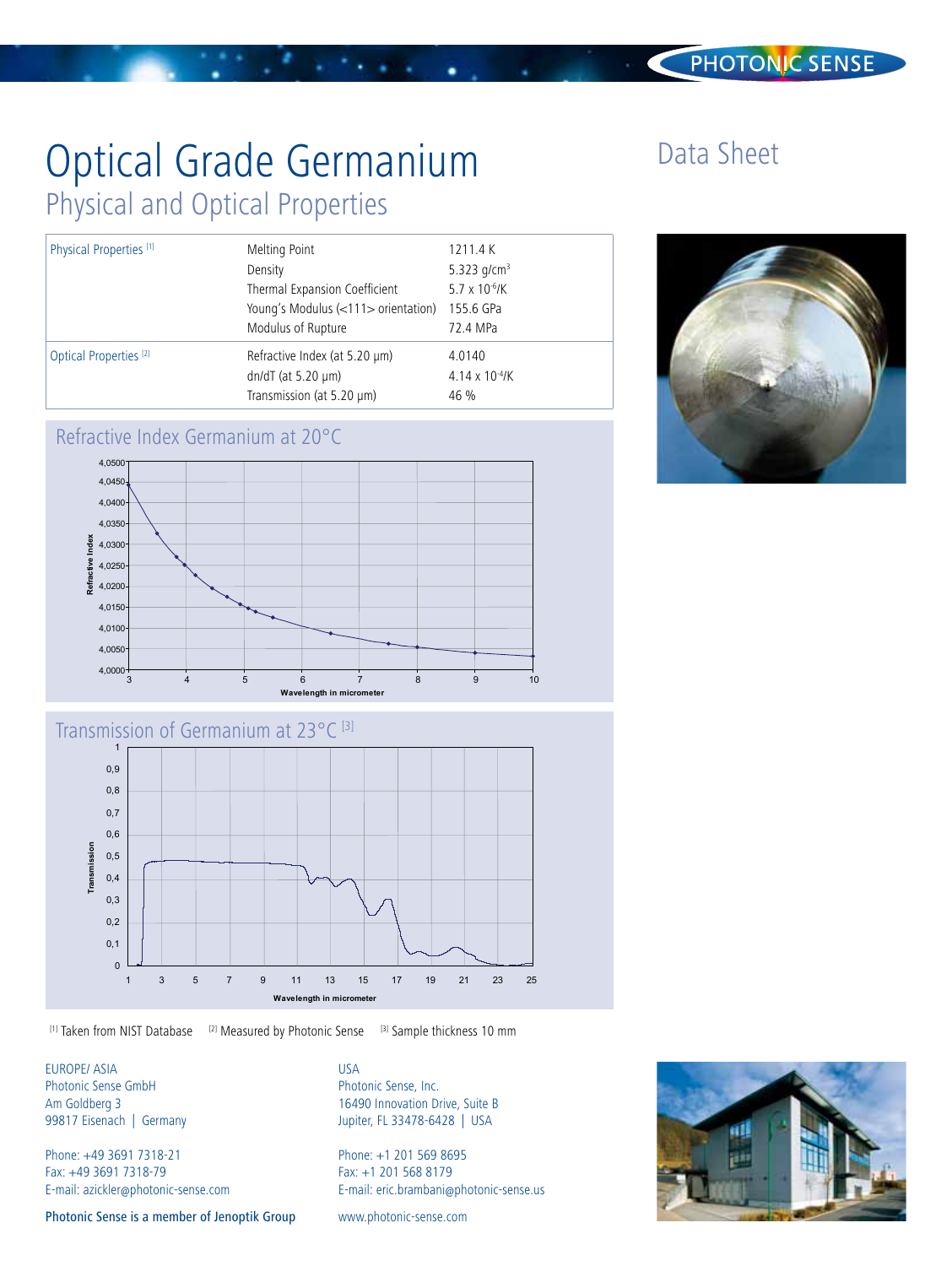# Optical Grade Germanium

## Physical and Optical Properties

Data Sheet

| | | |
|---|---|---|
| Physical Properties [1] | Melting Point | 1211.4 K |
| | Density | 5.323 g/cm³ |
| | Thermal Expansion Coefficient | $5.7 \times 10^{-6}$/K |
| | Young's Modulus (<111> orientation) | 155.6 GPa |
| | Modulus of Rupture | 72.4 MPa |
| Optical Properties [2] | Refractive Index (at 5.20 µm) | 4.0140 |
| | dn/dT (at 5.20 µm) | $4.14 \times 10^{-4}$/K |
| | Transmission (at 5.20 µm) | 46 % |

### Refractive Index Germanium at 20°C

Refractive Index
4,0500
4,0450
4,0400
4,0350
4,0300
4,0250
4,0200
4,0150
4,0100
4,0050
4,0000
3 4 5 6 7 8 9 10
Wavelength in micrometer

### Transmission of Germanium at 23°C [3]

Transmission
1
0,9
0,8
0,7
0,6
0,5
0,4
0,3
0,2
0,1
0
1 3 5 7 9 11 13 15 17 19 21 23 25
Wavelength in micrometer

[1] Taken from NIST Database [2] Measured by Photonic Sense [3] Sample thickness 10 mm

EUROPE/ ASIA
Photonic Sense GmbH
Am Goldberg 3
99817 Eisenach | Germany

Phone: +49 3691 7318-21
Fax: +49 3691 7318-79
E-mail: azickler@photonic-sense.com

**Photonic Sense is a member of Jenoptik Group**

USA
Photonic Sense, Inc.
16490 Innovation Drive, Suite B
Jupiter, FL 33478-6428 | USA

Phone: +1 201 569 8695
Fax: +1 201 568 8179
E-mail: eric.brambani@photonic-sense.us

www.photonic-sense.com